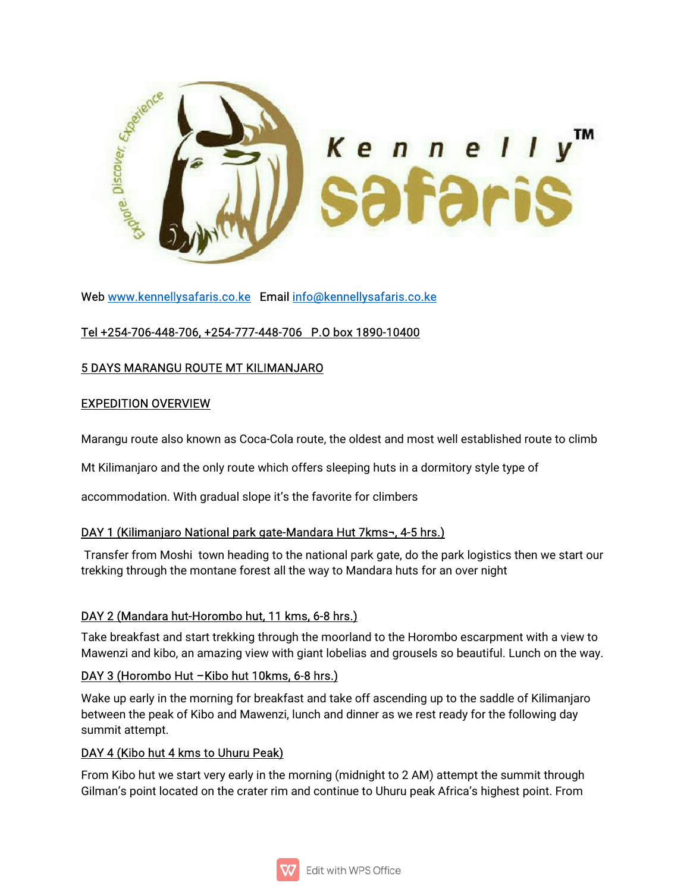Web www.kennellysafaris.co.ke   Email info@kennellysafaris.co.ke

Tel +254-706-448-706, +254-777-448-706   P.O box 1890-10400

## 5 DAYS MARANGU ROUTE MT KILIMANJARO

## EXPEDITION OVERVIEW

Marangu route also known as Coca-Cola route, the oldest and most well established route to climb Mt Kilimanjaro and the only route which offers sleeping huts in a dormitory style type of accommodation. With gradual slope it's the favorite for climbers

### DAY 1 (Kilimanjaro National park gate-Mandara Hut 7kms¬, 4-5 hrs.)

Transfer from Moshi  town heading to the national park gate, do the park logistics then we start our trekking through the montane forest all the way to Mandara huts for an over night

### DAY 2 (Mandara hut-Horombo hut, 11 kms, 6-8 hrs.)

Take breakfast and start trekking through the moorland to the Horombo escarpment with a view to Mawenzi and kibo, an amazing view with giant lobelias and grousels so beautiful. Lunch on the way.

### DAY 3 (Horombo Hut –Kibo hut 10kms, 6-8 hrs.)

Wake up early in the morning for breakfast and take off ascending up to the saddle of Kilimanjaro between the peak of Kibo and Mawenzi, lunch and dinner as we rest ready for the following day summit attempt.

### DAY 4 (Kibo hut 4 kms to Uhuru Peak)

From Kibo hut we start very early in the morning (midnight to 2 AM) attempt the summit through Gilman's point located on the crater rim and continue to Uhuru peak Africa's highest point. From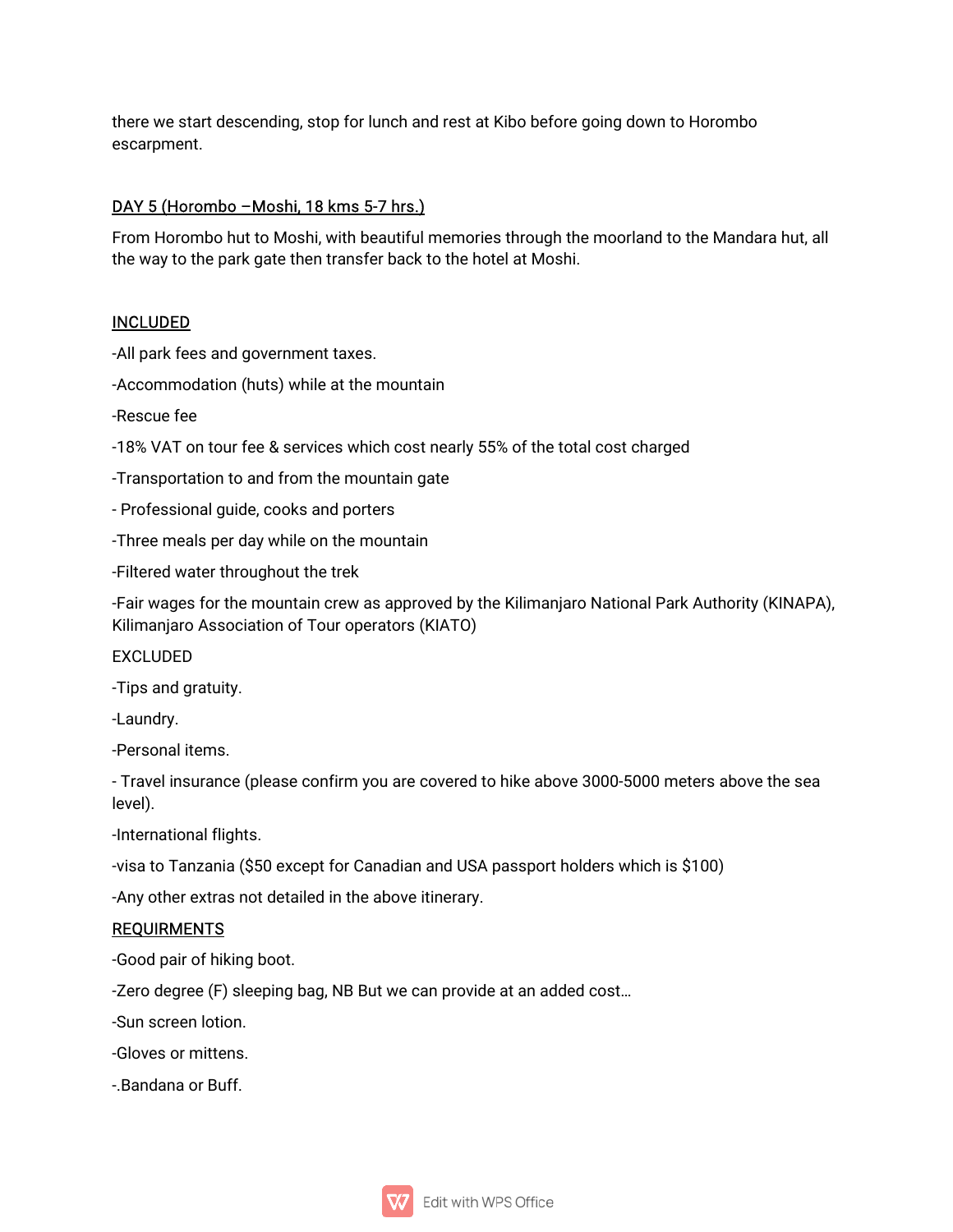there we start descending, stop for lunch and rest at Kibo before going down to Horombo escarpment.

<u>DAY 5 (Horombo –Moshi, 18 kms 5-7 hrs.)</u>

From Horombo hut to Moshi, with beautiful memories through the moorland to the Mandara hut, all the way to the park gate then transfer back to the hotel at Moshi.

<u>INCLUDED</u>

-All park fees and government taxes.

-Accommodation (huts) while at the mountain

-Rescue fee

-18% VAT on tour fee & services which cost nearly 55% of the total cost charged

-Transportation to and from the mountain gate

- Professional guide, cooks and porters

-Three meals per day while on the mountain

-Filtered water throughout the trek

-Fair wages for the mountain crew as approved by the Kilimanjaro National Park Authority (KINAPA), Kilimanjaro Association of Tour operators (KIATO)

EXCLUDED

-Tips and gratuity.

-Laundry.

-Personal items.

- Travel insurance (please confirm you are covered to hike above 3000-5000 meters above the sea level).

-International flights.

-visa to Tanzania ($50 except for Canadian and USA passport holders which is $100)

-Any other extras not detailed in the above itinerary.

<u>REQUIRMENTS</u>

-Good pair of hiking boot.

-Zero degree (F) sleeping bag, NB But we can provide at an added cost…

-Sun screen lotion.

-Gloves or mittens.

-.Bandana or Buff.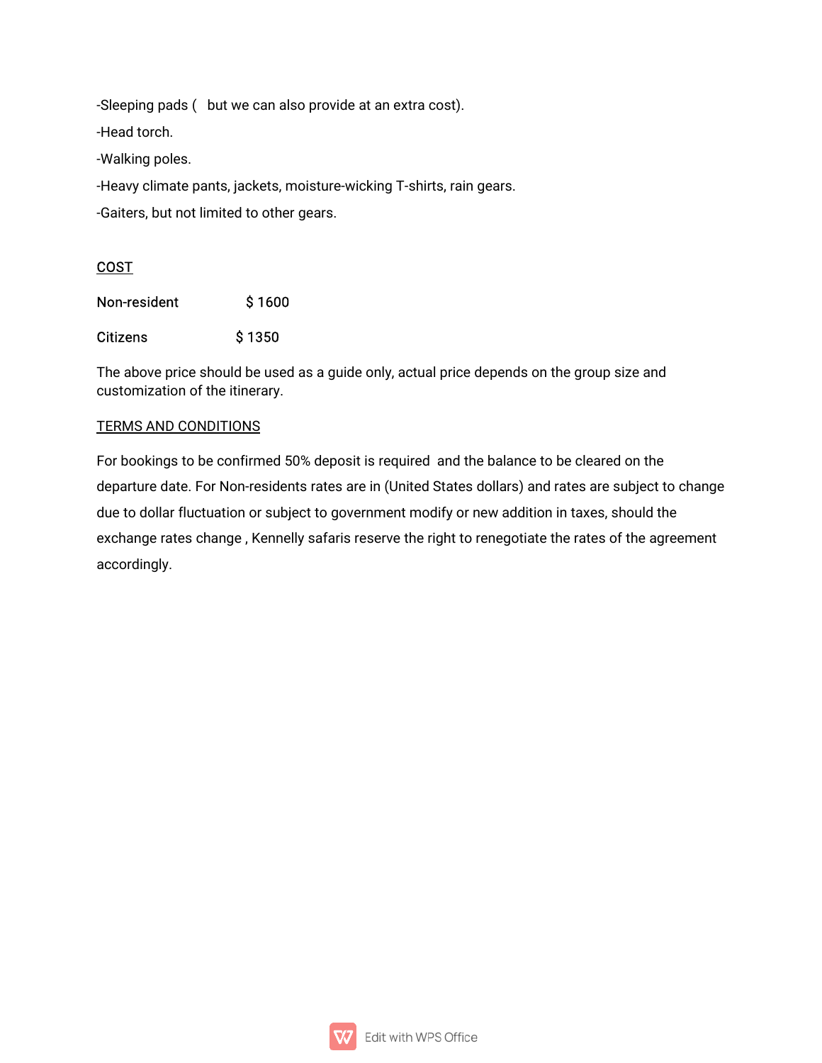-Sleeping pads (   but we can also provide at an extra cost).

-Head torch.

-Walking poles.

-Heavy climate pants, jackets, moisture-wicking T-shirts, rain gears.

-Gaiters, but not limited to other gears.

<u>COST</u>

| | |
|---|---|
| Non-resident | $ 1600 |
| Citizens | $ 1350 |

The above price should be used as a guide only, actual price depends on the group size and customization of the itinerary.

<u>TERMS AND CONDITIONS</u>

For bookings to be confirmed 50% deposit is required  and the balance to be cleared on the departure date. For Non-residents rates are in (United States dollars) and rates are subject to change due to dollar fluctuation or subject to government modify or new addition in taxes, should the exchange rates change , Kennelly safaris reserve the right to renegotiate the rates of the agreement accordingly.